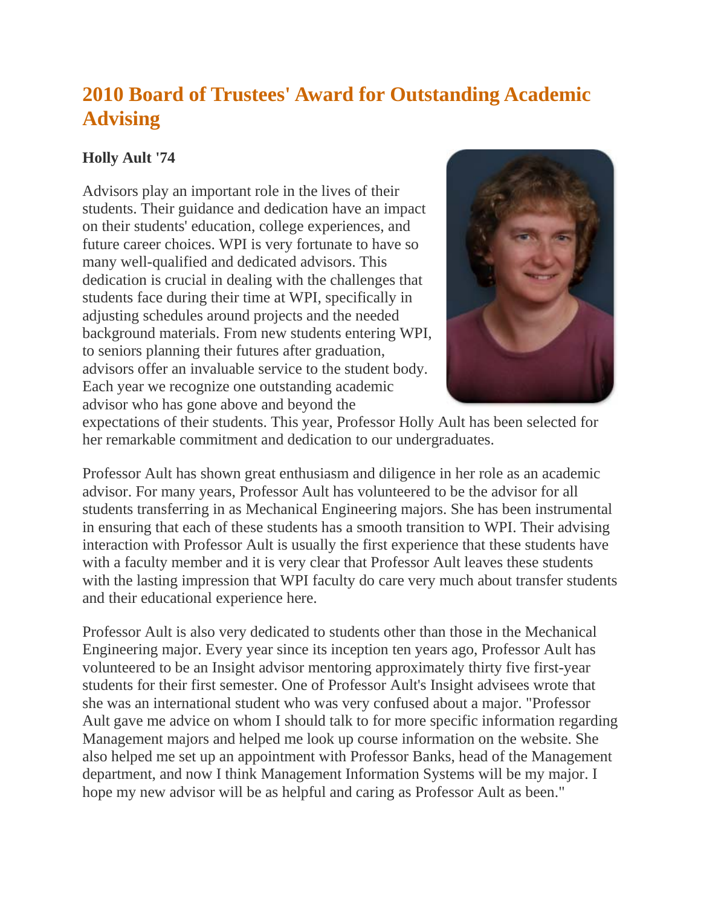# 2010 Board of Trustees' Award for Outstanding Academic Advising

**Holly Ault '74**

Advisors play an important role in the lives of their students. Their guidance and dedication have an impact on their students' education, college experiences, and future career choices. WPI is very fortunate to have so many well-qualified and dedicated advisors. This dedication is crucial in dealing with the challenges that students face during their time at WPI, specifically in adjusting schedules around projects and the needed background materials. From new students entering WPI, to seniors planning their futures after graduation, advisors offer an invaluable service to the student body. Each year we recognize one outstanding academic advisor who has gone above and beyond the expectations of their students. This year, Professor Holly Ault has been selected for her remarkable commitment and dedication to our undergraduates.

Professor Ault has shown great enthusiasm and diligence in her role as an academic advisor. For many years, Professor Ault has volunteered to be the advisor for all students transferring in as Mechanical Engineering majors. She has been instrumental in ensuring that each of these students has a smooth transition to WPI. Their advising interaction with Professor Ault is usually the first experience that these students have with a faculty member and it is very clear that Professor Ault leaves these students with the lasting impression that WPI faculty do care very much about transfer students and their educational experience here.

Professor Ault is also very dedicated to students other than those in the Mechanical Engineering major. Every year since its inception ten years ago, Professor Ault has volunteered to be an Insight advisor mentoring approximately thirty five first-year students for their first semester. One of Professor Ault's Insight advisees wrote that she was an international student who was very confused about a major. "Professor Ault gave me advice on whom I should talk to for more specific information regarding Management majors and helped me look up course information on the website. She also helped me set up an appointment with Professor Banks, head of the Management department, and now I think Management Information Systems will be my major. I hope my new advisor will be as helpful and caring as Professor Ault as been."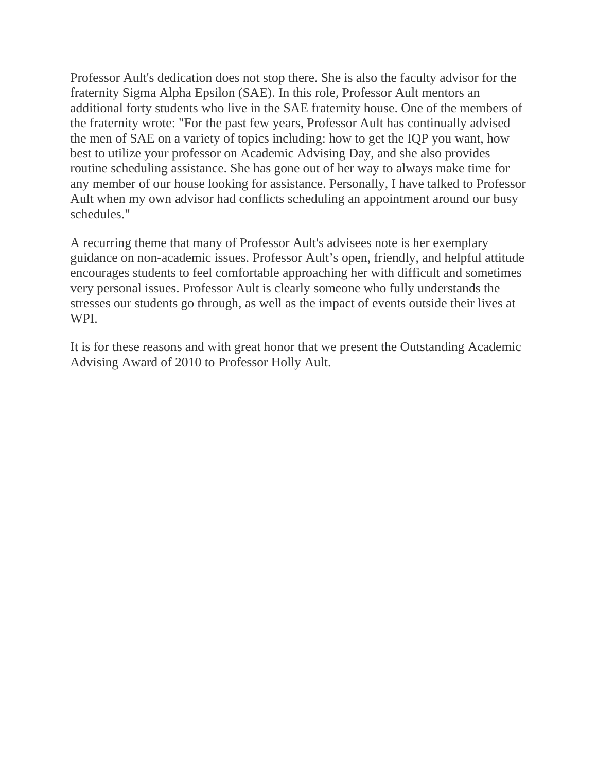Professor Ault's dedication does not stop there. She is also the faculty advisor for the fraternity Sigma Alpha Epsilon (SAE). In this role, Professor Ault mentors an additional forty students who live in the SAE fraternity house. One of the members of the fraternity wrote: "For the past few years, Professor Ault has continually advised the men of SAE on a variety of topics including: how to get the IQP you want, how best to utilize your professor on Academic Advising Day, and she also provides routine scheduling assistance. She has gone out of her way to always make time for any member of our house looking for assistance. Personally, I have talked to Professor Ault when my own advisor had conflicts scheduling an appointment around our busy schedules."

A recurring theme that many of Professor Ault's advisees note is her exemplary guidance on non-academic issues. Professor Ault's open, friendly, and helpful attitude encourages students to feel comfortable approaching her with difficult and sometimes very personal issues. Professor Ault is clearly someone who fully understands the stresses our students go through, as well as the impact of events outside their lives at WPI.

It is for these reasons and with great honor that we present the Outstanding Academic Advising Award of 2010 to Professor Holly Ault.